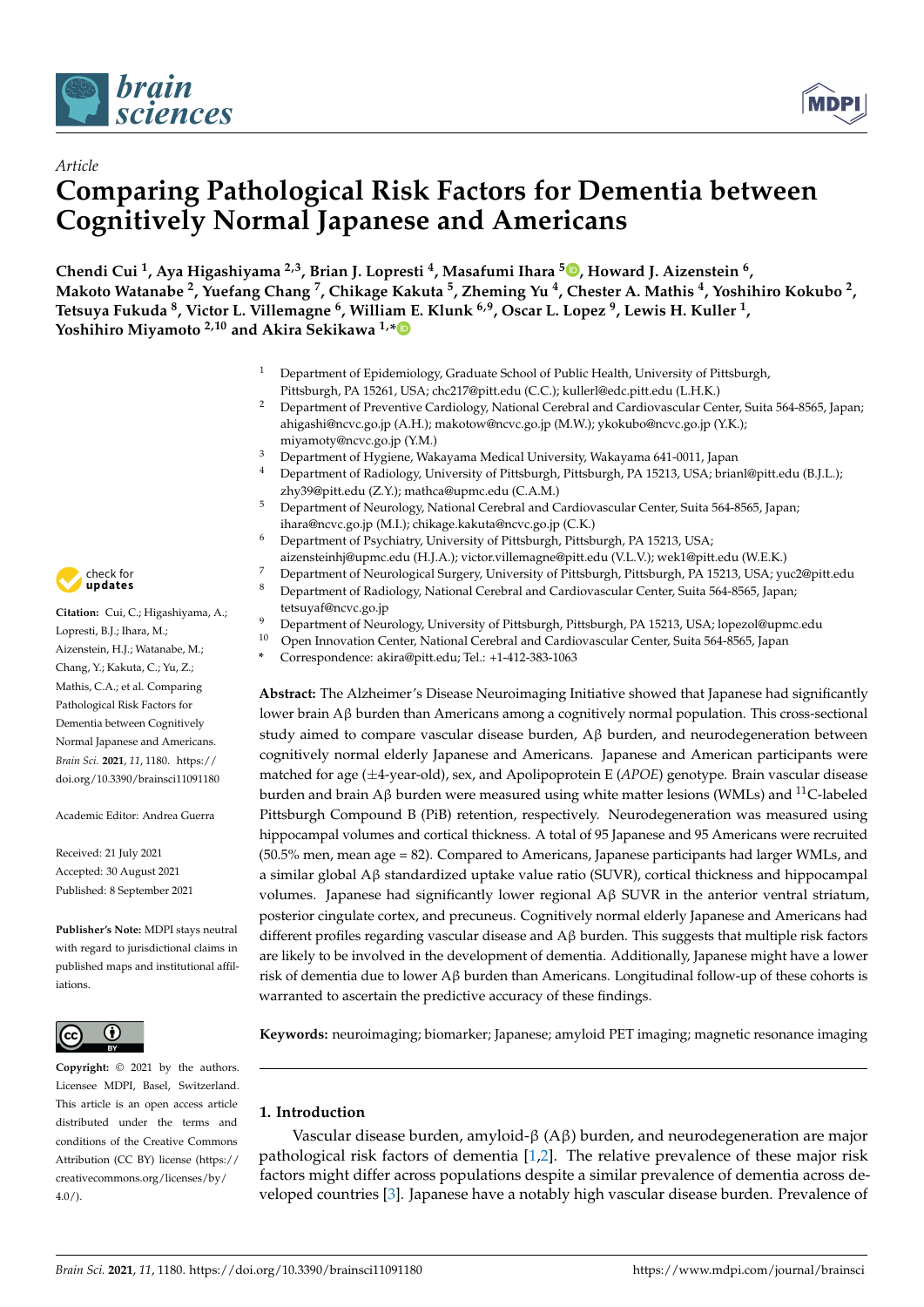*brain sciences*

*Article*

# Comparing Pathological Risk Factors for Dementia between Cognitively Normal Japanese and Americans

**Chendi Cui [1], Aya Higashiyama [2,3], Brian J. Lopresti [4], Masafumi Ihara [5], Howard J. Aizenstein [6], Makoto Watanabe [2], Yuefang Chang [7], Chikage Kakuta [5], Zheming Yu [4], Chester A. Mathis [4], Yoshihiro Kokubo [2], Tetsuya Fukuda [8], Victor L. Villemagne [6], William E. Klunk [6,9], Oscar L. Lopez [9], Lewis H. Kuller [1], Yoshihiro Miyamoto [2,10] and Akira Sekikawa [1,*]**

1. Department of Epidemiology, Graduate School of Public Health, University of Pittsburgh, Pittsburgh, PA 15261, USA; chc217@pitt.edu (C.C.); kullerl@edc.pitt.edu (L.H.K.)
2. Department of Preventive Cardiology, National Cerebral and Cardiovascular Center, Suita 564-8565, Japan; ahigashi@ncvc.go.jp (A.H.); makotow@ncvc.go.jp (M.W.); ykokubo@ncvc.go.jp (Y.K.); miyamoty@ncvc.go.jp (Y.M.)
3. Department of Hygiene, Wakayama Medical University, Wakayama 641-0011, Japan
4. Department of Radiology, University of Pittsburgh, Pittsburgh, PA 15213, USA; brianl@pitt.edu (B.J.L.); zhy39@pitt.edu (Z.Y.); mathca@upmc.edu (C.A.M.)
5. Department of Neurology, National Cerebral and Cardiovascular Center, Suita 564-8565, Japan; ihara@ncvc.go.jp (M.I.); chikage.kakuta@ncvc.go.jp (C.K.)
6. Department of Psychiatry, University of Pittsburgh, Pittsburgh, PA 15213, USA; aizensteinhj@upmc.edu (H.J.A.); victor.villemagne@pitt.edu (V.L.V.); wek1@pitt.edu (W.E.K.)
7. Department of Neurological Surgery, University of Pittsburgh, Pittsburgh, PA 15213, USA; yuc2@pitt.edu
8. Department of Radiology, National Cerebral and Cardiovascular Center, Suita 564-8565, Japan; tetsuyaf@ncvc.go.jp
9. Department of Neurology, University of Pittsburgh, Pittsburgh, PA 15213, USA; lopezol@upmc.edu
10. Open Innovation Center, National Cerebral and Cardiovascular Center, Suita 564-8565, Japan

\* Correspondence: akira@pitt.edu; Tel.: +1-412-383-1063

**Citation:** Cui, C.; Higashiyama, A.; Lopresti, B.J.; Ihara, M.; Aizenstein, H.J.; Watanabe, M.; Chang, Y.; Kakuta, C.; Yu, Z.; Mathis, C.A.; et al. Comparing Pathological Risk Factors for Dementia between Cognitively Normal Japanese and Americans. *Brain Sci.* **2021**, *11*, 1180. https://doi.org/10.3390/brainsci11091180

Academic Editor: Andrea Guerra

Received: 21 July 2021
Accepted: 30 August 2021
Published: 8 September 2021

**Publisher's Note:** MDPI stays neutral with regard to jurisdictional claims in published maps and institutional affiliations.

**Copyright:** © 2021 by the authors. Licensee MDPI, Basel, Switzerland. This article is an open access article distributed under the terms and conditions of the Creative Commons Attribution (CC BY) license (https://creativecommons.org/licenses/by/4.0/).

**Abstract:** The Alzheimer's Disease Neuroimaging Initiative showed that Japanese had significantly lower brain Aβ burden than Americans among a cognitively normal population. This cross-sectional study aimed to compare vascular disease burden, Aβ burden, and neurodegeneration between cognitively normal elderly Japanese and Americans. Japanese and American participants were matched for age (±4-year-old), sex, and Apolipoprotein E (*APOE*) genotype. Brain vascular disease burden and brain Aβ burden were measured using white matter lesions (WMLs) and $^{11}$C-labeled Pittsburgh Compound B (PiB) retention, respectively. Neurodegeneration was measured using hippocampal volumes and cortical thickness. A total of 95 Japanese and 95 Americans were recruited (50.5% men, mean age = 82). Compared to Americans, Japanese participants had larger WMLs, and a similar global Aβ standardized uptake value ratio (SUVR), cortical thickness and hippocampal volumes. Japanese had significantly lower regional Aβ SUVR in the anterior ventral striatum, posterior cingulate cortex, and precuneus. Cognitively normal elderly Japanese and Americans had different profiles regarding vascular disease and Aβ burden. This suggests that multiple risk factors are likely to be involved in the development of dementia. Additionally, Japanese might have a lower risk of dementia due to lower Aβ burden than Americans. Longitudinal follow-up of these cohorts is warranted to ascertain the predictive accuracy of these findings.

**Keywords:** neuroimaging; biomarker; Japanese; amyloid PET imaging; magnetic resonance imaging

## 1. Introduction

Vascular disease burden, amyloid-β (Aβ) burden, and neurodegeneration are major pathological risk factors of dementia [1,2]. The relative prevalence of these major risk factors might differ across populations despite a similar prevalence of dementia across developed countries [3]. Japanese have a notably high vascular disease burden. Prevalence of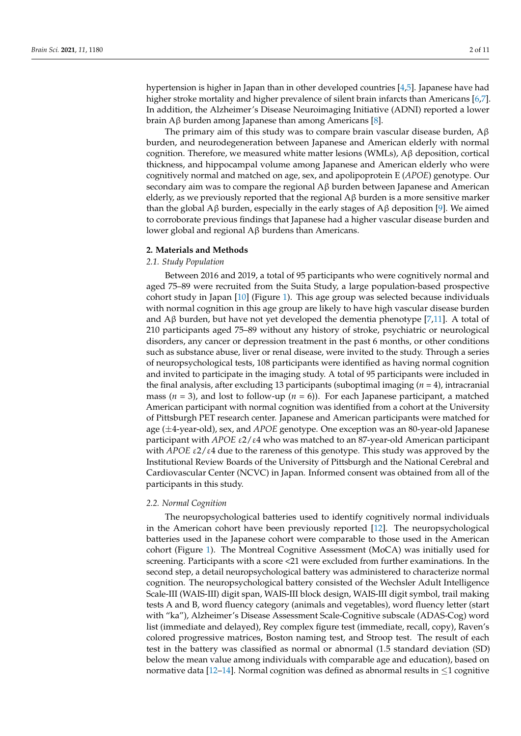hypertension is higher in Japan than in other developed countries [4,5]. Japanese have had higher stroke mortality and higher prevalence of silent brain infarcts than Americans [6,7]. In addition, the Alzheimer's Disease Neuroimaging Initiative (ADNI) reported a lower brain Aβ burden among Japanese than among Americans [8].

The primary aim of this study was to compare brain vascular disease burden, Aβ burden, and neurodegeneration between Japanese and American elderly with normal cognition. Therefore, we measured white matter lesions (WMLs), Aβ deposition, cortical thickness, and hippocampal volume among Japanese and American elderly who were cognitively normal and matched on age, sex, and apolipoprotein E (*APOE*) genotype. Our secondary aim was to compare the regional Aβ burden between Japanese and American elderly, as we previously reported that the regional Aβ burden is a more sensitive marker than the global Aβ burden, especially in the early stages of Aβ deposition [9]. We aimed to corroborate previous findings that Japanese had a higher vascular disease burden and lower global and regional Aβ burdens than Americans.

## 2. Materials and Methods

### *2.1. Study Population*

Between 2016 and 2019, a total of 95 participants who were cognitively normal and aged 75–89 were recruited from the Suita Study, a large population-based prospective cohort study in Japan [10] (Figure 1). This age group was selected because individuals with normal cognition in this age group are likely to have high vascular disease burden and Aβ burden, but have not yet developed the dementia phenotype [7,11]. A total of 210 participants aged 75–89 without any history of stroke, psychiatric or neurological disorders, any cancer or depression treatment in the past 6 months, or other conditions such as substance abuse, liver or renal disease, were invited to the study. Through a series of neuropsychological tests, 108 participants were identified as having normal cognition and invited to participate in the imaging study. A total of 95 participants were included in the final analysis, after excluding 13 participants (suboptimal imaging ($n$ = 4), intracranial mass ($n$ = 3), and lost to follow-up ($n$ = 6)). For each Japanese participant, a matched American participant with normal cognition was identified from a cohort at the University of Pittsburgh PET research center. Japanese and American participants were matched for age (±4-year-old), sex, and *APOE* genotype. One exception was an 80-year-old Japanese participant with *APOE* $\varepsilon 2/\varepsilon 4$ who was matched to an 87-year-old American participant with *APOE* $\varepsilon 2/\varepsilon 4$ due to the rareness of this genotype. This study was approved by the Institutional Review Boards of the University of Pittsburgh and the National Cerebral and Cardiovascular Center (NCVC) in Japan. Informed consent was obtained from all of the participants in this study.

### *2.2. Normal Cognition*

The neuropsychological batteries used to identify cognitively normal individuals in the American cohort have been previously reported [12]. The neuropsychological batteries used in the Japanese cohort were comparable to those used in the American cohort (Figure 1). The Montreal Cognitive Assessment (MoCA) was initially used for screening. Participants with a score <21 were excluded from further examinations. In the second step, a detail neuropsychological battery was administered to characterize normal cognition. The neuropsychological battery consisted of the Wechsler Adult Intelligence Scale-III (WAIS-III) digit span, WAIS-III block design, WAIS-III digit symbol, trail making tests A and B, word fluency category (animals and vegetables), word fluency letter (start with "ka"), Alzheimer's Disease Assessment Scale-Cognitive subscale (ADAS-Cog) word list (immediate and delayed), Rey complex figure test (immediate, recall, copy), Raven's colored progressive matrices, Boston naming test, and Stroop test. The result of each test in the battery was classified as normal or abnormal (1.5 standard deviation (SD) below the mean value among individuals with comparable age and education), based on normative data [12–14]. Normal cognition was defined as abnormal results in ≤1 cognitive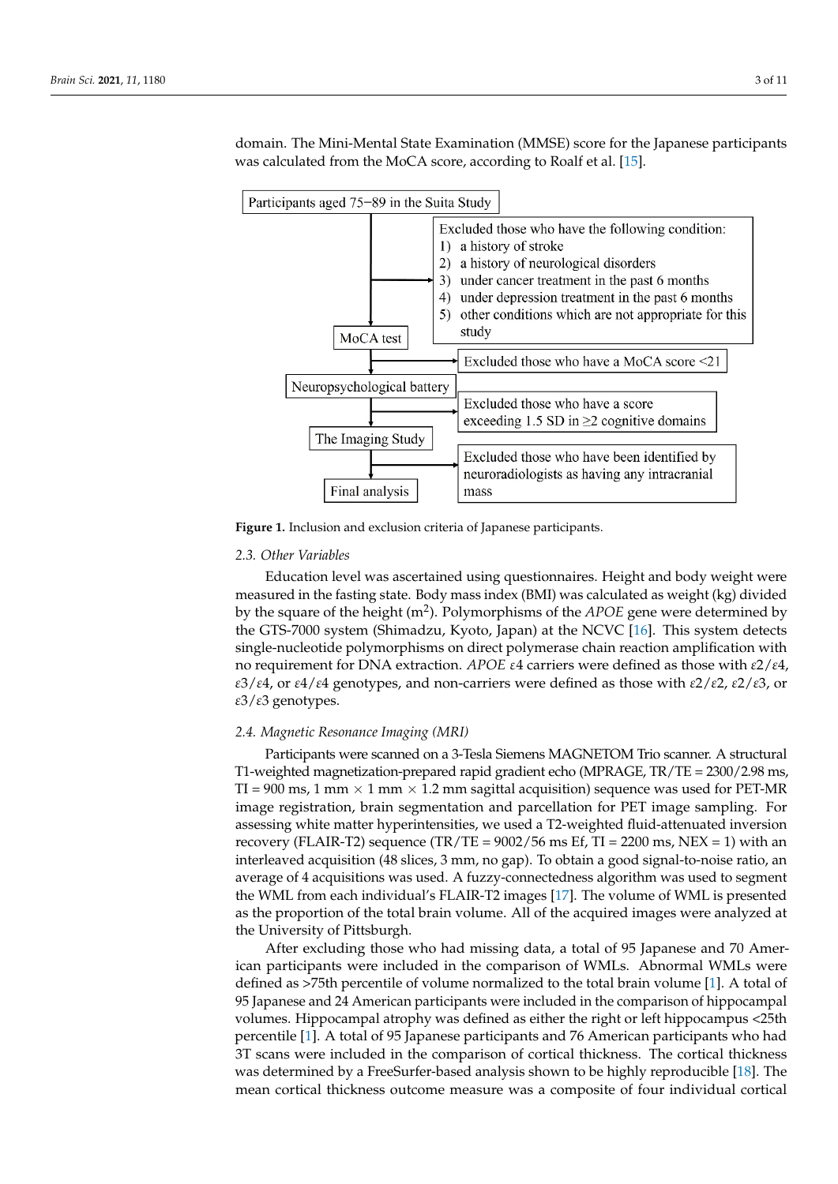domain. The Mini-Mental State Examination (MMSE) score for the Japanese participants was calculated from the MoCA score, according to Roalf et al. [15].

Participants aged 75−89 in the Suita Study

Excluded those who have the following condition:
1) a history of stroke
2) a history of neurological disorders
3) under cancer treatment in the past 6 months
4) under depression treatment in the past 6 months
5) other conditions which are not appropriate for this study

MoCA test

Excluded those who have a MoCA score <21

Neuropsychological battery

Excluded those who have a score exceeding 1.5 SD in ≥2 cognitive domains

The Imaging Study

Excluded those who have been identified by neuroradiologists as having any intracranial mass

Final analysis

**Figure 1.** Inclusion and exclusion criteria of Japanese participants.

### 2.3. Other Variables

Education level was ascertained using questionnaires. Height and body weight were measured in the fasting state. Body mass index (BMI) was calculated as weight (kg) divided by the square of the height ($m^2$). Polymorphisms of the *APOE* gene were determined by the GTS-7000 system (Shimadzu, Kyoto, Japan) at the NCVC [16]. This system detects single-nucleotide polymorphisms on direct polymerase chain reaction amplification with no requirement for DNA extraction. *APOE* ε4 carriers were defined as those with ε2/ε4, ε3/ε4, or ε4/ε4 genotypes, and non-carriers were defined as those with ε2/ε2, ε2/ε3, or ε3/ε3 genotypes.

### 2.4. Magnetic Resonance Imaging (MRI)

Participants were scanned on a 3-Tesla Siemens MAGNETOM Trio scanner. A structural T1-weighted magnetization-prepared rapid gradient echo (MPRAGE, TR/TE = 2300/2.98 ms, TI = 900 ms, 1 mm × 1 mm × 1.2 mm sagittal acquisition) sequence was used for PET-MR image registration, brain segmentation and parcellation for PET image sampling. For assessing white matter hyperintensities, we used a T2-weighted fluid-attenuated inversion recovery (FLAIR-T2) sequence (TR/TE = 9002/56 ms Ef, TI = 2200 ms, NEX = 1) with an interleaved acquisition (48 slices, 3 mm, no gap). To obtain a good signal-to-noise ratio, an average of 4 acquisitions was used. A fuzzy-connectedness algorithm was used to segment the WML from each individual's FLAIR-T2 images [17]. The volume of WML is presented as the proportion of the total brain volume. All of the acquired images were analyzed at the University of Pittsburgh.

After excluding those who had missing data, a total of 95 Japanese and 70 American participants were included in the comparison of WMLs. Abnormal WMLs were defined as >75th percentile of volume normalized to the total brain volume [1]. A total of 95 Japanese and 24 American participants were included in the comparison of hippocampal volumes. Hippocampal atrophy was defined as either the right or left hippocampus <25th percentile [1]. A total of 95 Japanese participants and 76 American participants who had 3T scans were included in the comparison of cortical thickness. The cortical thickness was determined by a FreeSurfer-based analysis shown to be highly reproducible [18]. The mean cortical thickness outcome measure was a composite of four individual cortical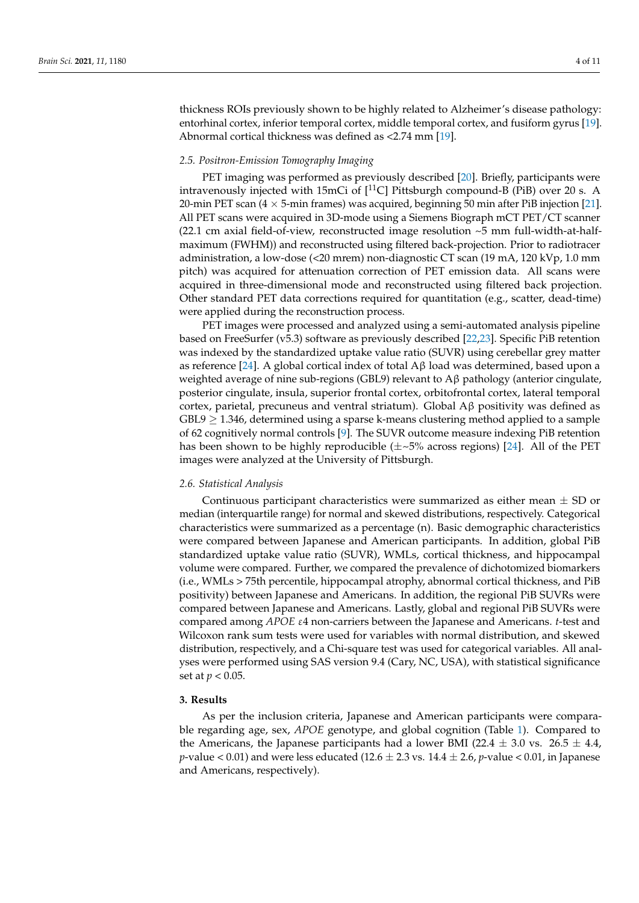thickness ROIs previously shown to be highly related to Alzheimer's disease pathology: entorhinal cortex, inferior temporal cortex, middle temporal cortex, and fusiform gyrus [19]. Abnormal cortical thickness was defined as <2.74 mm [19].

### 2.5. Positron-Emission Tomography Imaging

PET imaging was performed as previously described [20]. Briefly, participants were intravenously injected with 15mCi of [$^{11}$C] Pittsburgh compound-B (PiB) over 20 s. A 20-min PET scan (4 × 5-min frames) was acquired, beginning 50 min after PiB injection [21]. All PET scans were acquired in 3D-mode using a Siemens Biograph mCT PET/CT scanner (22.1 cm axial field-of-view, reconstructed image resolution ~5 mm full-width-at-half-maximum (FWHM)) and reconstructed using filtered back-projection. Prior to radiotracer administration, a low-dose (<20 mrem) non-diagnostic CT scan (19 mA, 120 kVp, 1.0 mm pitch) was acquired for attenuation correction of PET emission data. All scans were acquired in three-dimensional mode and reconstructed using filtered back projection. Other standard PET data corrections required for quantitation (e.g., scatter, dead-time) were applied during the reconstruction process.

PET images were processed and analyzed using a semi-automated analysis pipeline based on FreeSurfer (v5.3) software as previously described [22,23]. Specific PiB retention was indexed by the standardized uptake value ratio (SUVR) using cerebellar grey matter as reference [24]. A global cortical index of total Aβ load was determined, based upon a weighted average of nine sub-regions (GBL9) relevant to Aβ pathology (anterior cingulate, posterior cingulate, insula, superior frontal cortex, orbitofrontal cortex, lateral temporal cortex, parietal, precuneus and ventral striatum). Global Aβ positivity was defined as GBL9 ≥ 1.346, determined using a sparse k-means clustering method applied to a sample of 62 cognitively normal controls [9]. The SUVR outcome measure indexing PiB retention has been shown to be highly reproducible (±~5% across regions) [24]. All of the PET images were analyzed at the University of Pittsburgh.

### 2.6. Statistical Analysis

Continuous participant characteristics were summarized as either mean ± SD or median (interquartile range) for normal and skewed distributions, respectively. Categorical characteristics were summarized as a percentage (n). Basic demographic characteristics were compared between Japanese and American participants. In addition, global PiB standardized uptake value ratio (SUVR), WMLs, cortical thickness, and hippocampal volume were compared. Further, we compared the prevalence of dichotomized biomarkers (i.e., WMLs > 75th percentile, hippocampal atrophy, abnormal cortical thickness, and PiB positivity) between Japanese and Americans. In addition, the regional PiB SUVRs were compared between Japanese and Americans. Lastly, global and regional PiB SUVRs were compared among *APOE* ε4 non-carriers between the Japanese and Americans. *t*-test and Wilcoxon rank sum tests were used for variables with normal distribution, and skewed distribution, respectively, and a Chi-square test was used for categorical variables. All analyses were performed using SAS version 9.4 (Cary, NC, USA), with statistical significance set at $p < 0.05$.

## 3. Results

As per the inclusion criteria, Japanese and American participants were comparable regarding age, sex, *APOE* genotype, and global cognition (Table 1). Compared to the Americans, the Japanese participants had a lower BMI (22.4 ± 3.0 vs. 26.5 ± 4.4, *p*-value < 0.01) and were less educated (12.6 ± 2.3 vs. 14.4 ± 2.6, *p*-value < 0.01, in Japanese and Americans, respectively).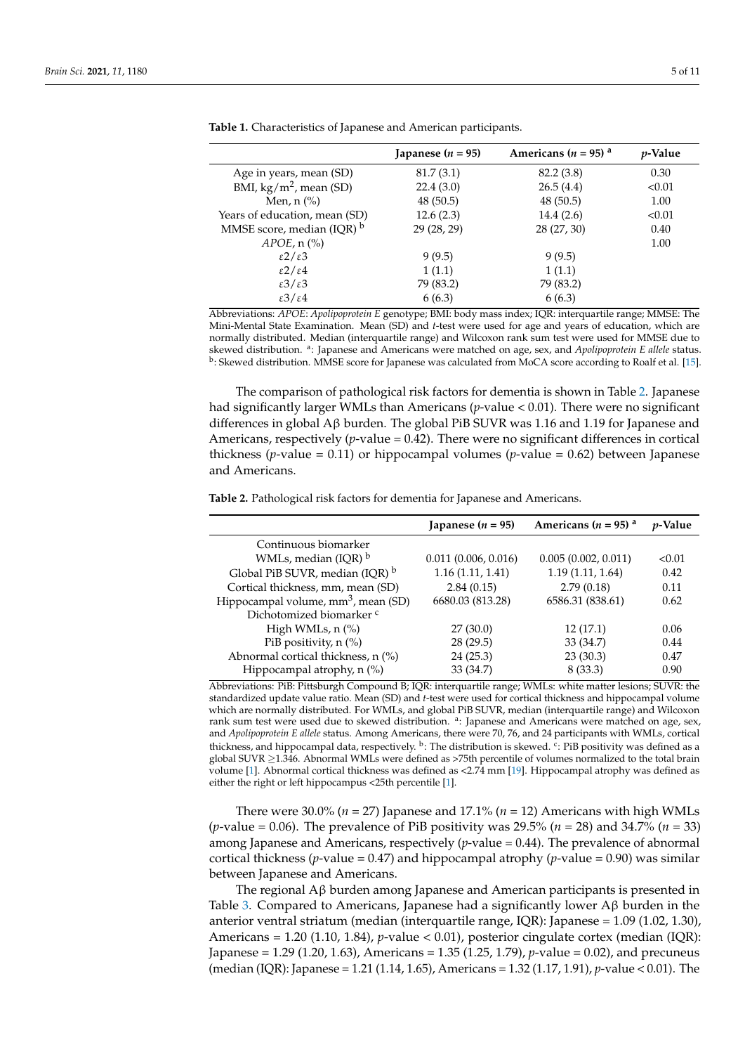**Table 1.** Characteristics of Japanese and American participants.

| | Japanese ($n$ = 95) | Americans ($n$ = 95) [a] | $p$-Value |
|---|---|---|---|
| Age in years, mean (SD) | 81.7 (3.1) | 82.2 (3.8) | 0.30 |
| BMI, kg/m$^2$, mean (SD) | 22.4 (3.0) | 26.5 (4.4) | <0.01 |
| Men, n (%) | 48 (50.5) | 48 (50.5) | 1.00 |
| Years of education, mean (SD) | 12.6 (2.3) | 14.4 (2.6) | <0.01 |
| MMSE score, median (IQR) [b] | 29 (28, 29) | 28 (27, 30) | 0.40 |
| *APOE*, n (%) | | | 1.00 |
| ε2/ε3 | 9 (9.5) | 9 (9.5) | |
| ε2/ε4 | 1 (1.1) | 1 (1.1) | |
| ε3/ε3 | 79 (83.2) | 79 (83.2) | |
| ε3/ε4 | 6 (6.3) | 6 (6.3) | |

Abbreviations: *APOE*: *Apolipoprotein E* genotype; BMI: body mass index; IQR: interquartile range; MMSE: The Mini-Mental State Examination. Mean (SD) and *t*-test were used for age and years of education, which are normally distributed. Median (interquartile range) and Wilcoxon rank sum test were used for MMSE due to skewed distribution. [a]: Japanese and Americans were matched on age, sex, and *Apolipoprotein E allele* status. [b]: Skewed distribution. MMSE score for Japanese was calculated from MoCA score according to Roalf et al. [15].

The comparison of pathological risk factors for dementia is shown in Table 2. Japanese had significantly larger WMLs than Americans ($p$-value < 0.01). There were no significant differences in global Aβ burden. The global PiB SUVR was 1.16 and 1.19 for Japanese and Americans, respectively ($p$-value = 0.42). There were no significant differences in cortical thickness ($p$-value = 0.11) or hippocampal volumes ($p$-value = 0.62) between Japanese and Americans.

**Table 2.** Pathological risk factors for dementia for Japanese and Americans.

| | Japanese ($n$ = 95) | Americans ($n$ = 95) [a] | $p$-Value |
|---|---|---|---|
| Continuous biomarker | | | |
| WMLs, median (IQR) [b] | 0.011 (0.006, 0.016) | 0.005 (0.002, 0.011) | <0.01 |
| Global PiB SUVR, median (IQR) [b] | 1.16 (1.11, 1.41) | 1.19 (1.11, 1.64) | 0.42 |
| Cortical thickness, mm, mean (SD) | 2.84 (0.15) | 2.79 (0.18) | 0.11 |
| Hippocampal volume, mm$^3$, mean (SD) | 6680.03 (813.28) | 6586.31 (838.61) | 0.62 |
| Dichotomized biomarker [c] | | | |
| High WMLs, n (%) | 27 (30.0) | 12 (17.1) | 0.06 |
| PiB positivity, n (%) | 28 (29.5) | 33 (34.7) | 0.44 |
| Abnormal cortical thickness, n (%) | 24 (25.3) | 23 (30.3) | 0.47 |
| Hippocampal atrophy, n (%) | 33 (34.7) | 8 (33.3) | 0.90 |

Abbreviations: PiB: Pittsburgh Compound B; IQR: interquartile range; WMLs: white matter lesions; SUVR: the standardized update value ratio. Mean (SD) and *t*-test were used for cortical thickness and hippocampal volume which are normally distributed. For WMLs, and global PiB SUVR, median (interquartile range) and Wilcoxon rank sum test were used due to skewed distribution. [a]: Japanese and Americans were matched on age, sex, and *Apolipoprotein E allele* status. Among Americans, there were 70, 76, and 24 participants with WMLs, cortical thickness, and hippocampal data, respectively. [b]: The distribution is skewed. [c]: PiB positivity was defined as a global SUVR ≥1.346. Abnormal WMLs were defined as >75th percentile of volumes normalized to the total brain volume [1]. Abnormal cortical thickness was defined as <2.74 mm [19]. Hippocampal atrophy was defined as either the right or left hippocampus <25th percentile [1].

There were 30.0% ($n$ = 27) Japanese and 17.1% ($n$ = 12) Americans with high WMLs ($p$-value = 0.06). The prevalence of PiB positivity was 29.5% ($n$ = 28) and 34.7% ($n$ = 33) among Japanese and Americans, respectively ($p$-value = 0.44). The prevalence of abnormal cortical thickness ($p$-value = 0.47) and hippocampal atrophy ($p$-value = 0.90) was similar between Japanese and Americans.

The regional Aβ burden among Japanese and American participants is presented in Table 3. Compared to Americans, Japanese had a significantly lower Aβ burden in the anterior ventral striatum (median (interquartile range, IQR): Japanese = 1.09 (1.02, 1.30), Americans = 1.20 (1.10, 1.84), $p$-value < 0.01), posterior cingulate cortex (median (IQR): Japanese = 1.29 (1.20, 1.63), Americans = 1.35 (1.25, 1.79), $p$-value = 0.02), and precuneus (median (IQR): Japanese = 1.21 (1.14, 1.65), Americans = 1.32 (1.17, 1.91), $p$-value < 0.01). The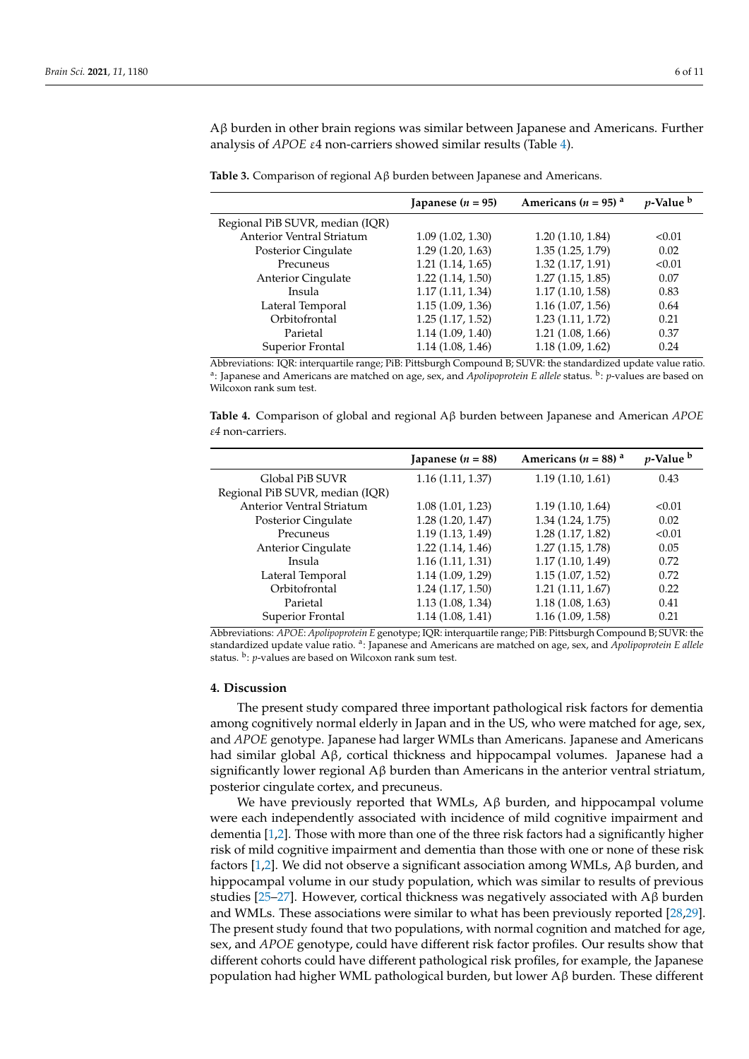Aβ burden in other brain regions was similar between Japanese and Americans. Further analysis of *APOE* ε4 non-carriers showed similar results (Table 4).

**Table 3.** Comparison of regional Aβ burden between Japanese and Americans.

| | Japanese ($n$ = 95) | Americans ($n$ = 95) [a] | $p$-Value [b] |
|---|---|---|---|
| Regional PiB SUVR, median (IQR) | | | |
| Anterior Ventral Striatum | 1.09 (1.02, 1.30) | 1.20 (1.10, 1.84) | <0.01 |
| Posterior Cingulate | 1.29 (1.20, 1.63) | 1.35 (1.25, 1.79) | 0.02 |
| Precuneus | 1.21 (1.14, 1.65) | 1.32 (1.17, 1.91) | <0.01 |
| Anterior Cingulate | 1.22 (1.14, 1.50) | 1.27 (1.15, 1.85) | 0.07 |
| Insula | 1.17 (1.11, 1.34) | 1.17 (1.10, 1.58) | 0.83 |
| Lateral Temporal | 1.15 (1.09, 1.36) | 1.16 (1.07, 1.56) | 0.64 |
| Orbitofrontal | 1.25 (1.17, 1.52) | 1.23 (1.11, 1.72) | 0.21 |
| Parietal | 1.14 (1.09, 1.40) | 1.21 (1.08, 1.66) | 0.37 |
| Superior Frontal | 1.14 (1.08, 1.46) | 1.18 (1.09, 1.62) | 0.24 |

Abbreviations: IQR: interquartile range; PiB: Pittsburgh Compound B; SUVR: the standardized update value ratio. [a]: Japanese and Americans are matched on age, sex, and *Apolipoprotein E allele* status. [b]: $p$-values are based on Wilcoxon rank sum test.

**Table 4.** Comparison of global and regional Aβ burden between Japanese and American *APOE ε4* non-carriers.

| | Japanese ($n$ = 88) | Americans ($n$ = 88) [a] | $p$-Value [b] |
|---|---|---|---|
| Global PiB SUVR | 1.16 (1.11, 1.37) | 1.19 (1.10, 1.61) | 0.43 |
| Regional PiB SUVR, median (IQR) | | | |
| Anterior Ventral Striatum | 1.08 (1.01, 1.23) | 1.19 (1.10, 1.64) | <0.01 |
| Posterior Cingulate | 1.28 (1.20, 1.47) | 1.34 (1.24, 1.75) | 0.02 |
| Precuneus | 1.19 (1.13, 1.49) | 1.28 (1.17, 1.82) | <0.01 |
| Anterior Cingulate | 1.22 (1.14, 1.46) | 1.27 (1.15, 1.78) | 0.05 |
| Insula | 1.16 (1.11, 1.31) | 1.17 (1.10, 1.49) | 0.72 |
| Lateral Temporal | 1.14 (1.09, 1.29) | 1.15 (1.07, 1.52) | 0.72 |
| Orbitofrontal | 1.24 (1.17, 1.50) | 1.21 (1.11, 1.67) | 0.22 |
| Parietal | 1.13 (1.08, 1.34) | 1.18 (1.08, 1.63) | 0.41 |
| Superior Frontal | 1.14 (1.08, 1.41) | 1.16 (1.09, 1.58) | 0.21 |

Abbreviations: *APOE*: *Apolipoprotein E* genotype; IQR: interquartile range; PiB: Pittsburgh Compound B; SUVR: the standardized update value ratio. [a]: Japanese and Americans are matched on age, sex, and *Apolipoprotein E allele* status. [b]: $p$-values are based on Wilcoxon rank sum test.

## 4. Discussion

The present study compared three important pathological risk factors for dementia among cognitively normal elderly in Japan and in the US, who were matched for age, sex, and *APOE* genotype. Japanese had larger WMLs than Americans. Japanese and Americans had similar global Aβ, cortical thickness and hippocampal volumes. Japanese had a significantly lower regional Aβ burden than Americans in the anterior ventral striatum, posterior cingulate cortex, and precuneus.

We have previously reported that WMLs, Aβ burden, and hippocampal volume were each independently associated with incidence of mild cognitive impairment and dementia [1,2]. Those with more than one of the three risk factors had a significantly higher risk of mild cognitive impairment and dementia than those with one or none of these risk factors [1,2]. We did not observe a significant association among WMLs, Aβ burden, and hippocampal volume in our study population, which was similar to results of previous studies [25–27]. However, cortical thickness was negatively associated with Aβ burden and WMLs. These associations were similar to what has been previously reported [28,29]. The present study found that two populations, with normal cognition and matched for age, sex, and *APOE* genotype, could have different risk factor profiles. Our results show that different cohorts could have different pathological risk profiles, for example, the Japanese population had higher WML pathological burden, but lower Aβ burden. These different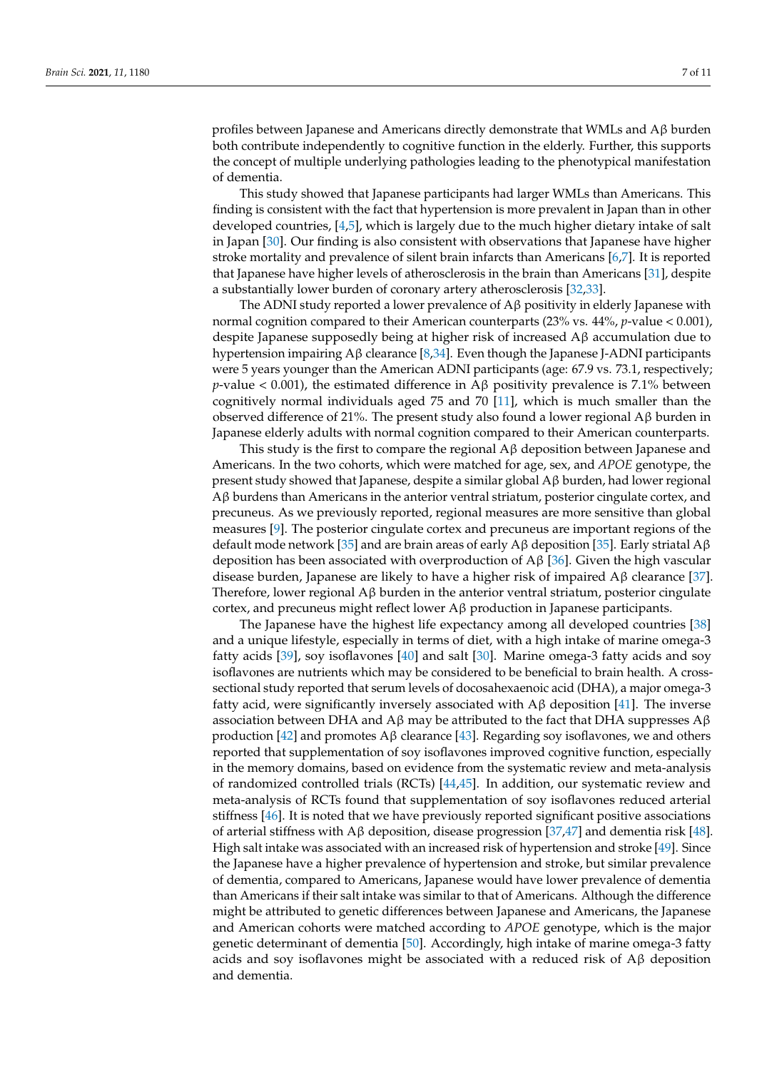profiles between Japanese and Americans directly demonstrate that WMLs and Aβ burden both contribute independently to cognitive function in the elderly. Further, this supports the concept of multiple underlying pathologies leading to the phenotypical manifestation of dementia.

This study showed that Japanese participants had larger WMLs than Americans. This finding is consistent with the fact that hypertension is more prevalent in Japan than in other developed countries, [4,5], which is largely due to the much higher dietary intake of salt in Japan [30]. Our finding is also consistent with observations that Japanese have higher stroke mortality and prevalence of silent brain infarcts than Americans [6,7]. It is reported that Japanese have higher levels of atherosclerosis in the brain than Americans [31], despite a substantially lower burden of coronary artery atherosclerosis [32,33].

The ADNI study reported a lower prevalence of Aβ positivity in elderly Japanese with normal cognition compared to their American counterparts (23% vs. 44%, *p*-value < 0.001), despite Japanese supposedly being at higher risk of increased Aβ accumulation due to hypertension impairing Aβ clearance [8,34]. Even though the Japanese J-ADNI participants were 5 years younger than the American ADNI participants (age: 67.9 vs. 73.1, respectively; *p*-value < 0.001), the estimated difference in Aβ positivity prevalence is 7.1% between cognitively normal individuals aged 75 and 70 [11], which is much smaller than the observed difference of 21%. The present study also found a lower regional Aβ burden in Japanese elderly adults with normal cognition compared to their American counterparts.

This study is the first to compare the regional Aβ deposition between Japanese and Americans. In the two cohorts, which were matched for age, sex, and *APOE* genotype, the present study showed that Japanese, despite a similar global Aβ burden, had lower regional Aβ burdens than Americans in the anterior ventral striatum, posterior cingulate cortex, and precuneus. As we previously reported, regional measures are more sensitive than global measures [9]. The posterior cingulate cortex and precuneus are important regions of the default mode network [35] and are brain areas of early Aβ deposition [35]. Early striatal Aβ deposition has been associated with overproduction of Aβ [36]. Given the high vascular disease burden, Japanese are likely to have a higher risk of impaired Aβ clearance [37]. Therefore, lower regional Aβ burden in the anterior ventral striatum, posterior cingulate cortex, and precuneus might reflect lower Aβ production in Japanese participants.

The Japanese have the highest life expectancy among all developed countries [38] and a unique lifestyle, especially in terms of diet, with a high intake of marine omega-3 fatty acids [39], soy isoflavones [40] and salt [30]. Marine omega-3 fatty acids and soy isoflavones are nutrients which may be considered to be beneficial to brain health. A cross-sectional study reported that serum levels of docosahexaenoic acid (DHA), a major omega-3 fatty acid, were significantly inversely associated with Aβ deposition [41]. The inverse association between DHA and Aβ may be attributed to the fact that DHA suppresses Aβ production [42] and promotes Aβ clearance [43]. Regarding soy isoflavones, we and others reported that supplementation of soy isoflavones improved cognitive function, especially in the memory domains, based on evidence from the systematic review and meta-analysis of randomized controlled trials (RCTs) [44,45]. In addition, our systematic review and meta-analysis of RCTs found that supplementation of soy isoflavones reduced arterial stiffness [46]. It is noted that we have previously reported significant positive associations of arterial stiffness with Aβ deposition, disease progression [37,47] and dementia risk [48]. High salt intake was associated with an increased risk of hypertension and stroke [49]. Since the Japanese have a higher prevalence of hypertension and stroke, but similar prevalence of dementia, compared to Americans, Japanese would have lower prevalence of dementia than Americans if their salt intake was similar to that of Americans. Although the difference might be attributed to genetic differences between Japanese and Americans, the Japanese and American cohorts were matched according to *APOE* genotype, which is the major genetic determinant of dementia [50]. Accordingly, high intake of marine omega-3 fatty acids and soy isoflavones might be associated with a reduced risk of Aβ deposition and dementia.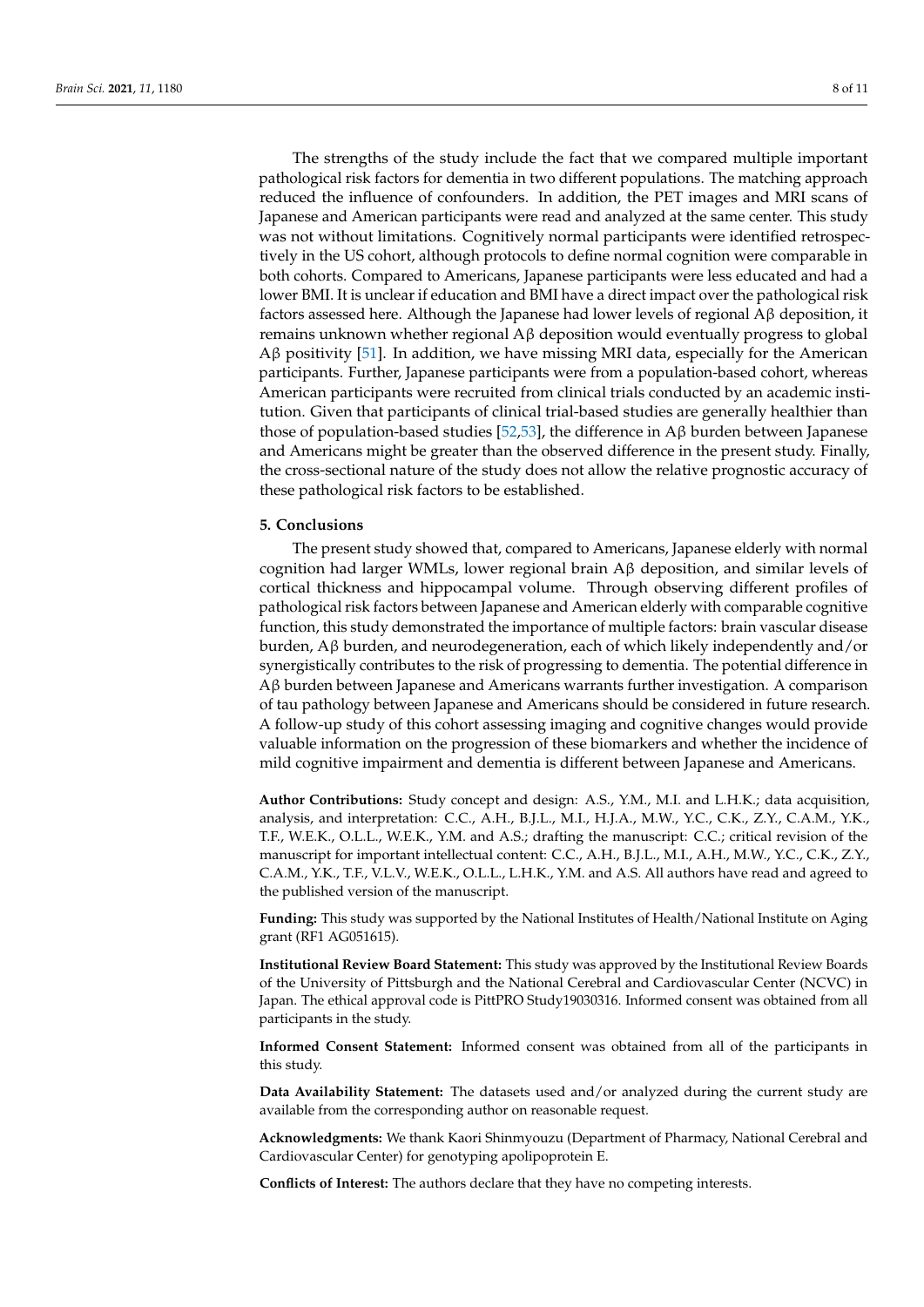The strengths of the study include the fact that we compared multiple important pathological risk factors for dementia in two different populations. The matching approach reduced the influence of confounders. In addition, the PET images and MRI scans of Japanese and American participants were read and analyzed at the same center. This study was not without limitations. Cognitively normal participants were identified retrospectively in the US cohort, although protocols to define normal cognition were comparable in both cohorts. Compared to Americans, Japanese participants were less educated and had a lower BMI. It is unclear if education and BMI have a direct impact over the pathological risk factors assessed here. Although the Japanese had lower levels of regional Aβ deposition, it remains unknown whether regional Aβ deposition would eventually progress to global Aβ positivity [51]. In addition, we have missing MRI data, especially for the American participants. Further, Japanese participants were from a population-based cohort, whereas American participants were recruited from clinical trials conducted by an academic institution. Given that participants of clinical trial-based studies are generally healthier than those of population-based studies [52,53], the difference in Aβ burden between Japanese and Americans might be greater than the observed difference in the present study. Finally, the cross-sectional nature of the study does not allow the relative prognostic accuracy of these pathological risk factors to be established.

## 5. Conclusions

The present study showed that, compared to Americans, Japanese elderly with normal cognition had larger WMLs, lower regional brain Aβ deposition, and similar levels of cortical thickness and hippocampal volume. Through observing different profiles of pathological risk factors between Japanese and American elderly with comparable cognitive function, this study demonstrated the importance of multiple factors: brain vascular disease burden, Aβ burden, and neurodegeneration, each of which likely independently and/or synergistically contributes to the risk of progressing to dementia. The potential difference in Aβ burden between Japanese and Americans warrants further investigation. A comparison of tau pathology between Japanese and Americans should be considered in future research. A follow-up study of this cohort assessing imaging and cognitive changes would provide valuable information on the progression of these biomarkers and whether the incidence of mild cognitive impairment and dementia is different between Japanese and Americans.

**Author Contributions:** Study concept and design: A.S., Y.M., M.I. and L.H.K.; data acquisition, analysis, and interpretation: C.C., A.H., B.J.L., M.I., H.J.A., M.W., Y.C., C.K., Z.Y., C.A.M., Y.K., T.F., W.E.K., O.L.L., W.E.K., Y.M. and A.S.; drafting the manuscript: C.C.; critical revision of the manuscript for important intellectual content: C.C., A.H., B.J.L., M.I., A.H., M.W., Y.C., C.K., Z.Y., C.A.M., Y.K., T.F., V.L.V., W.E.K., O.L.L., L.H.K., Y.M. and A.S. All authors have read and agreed to the published version of the manuscript.

**Funding:** This study was supported by the National Institutes of Health/National Institute on Aging grant (RF1 AG051615).

**Institutional Review Board Statement:** This study was approved by the Institutional Review Boards of the University of Pittsburgh and the National Cerebral and Cardiovascular Center (NCVC) in Japan. The ethical approval code is PittPRO Study19030316. Informed consent was obtained from all participants in the study.

**Informed Consent Statement:** Informed consent was obtained from all of the participants in this study.

**Data Availability Statement:** The datasets used and/or analyzed during the current study are available from the corresponding author on reasonable request.

**Acknowledgments:** We thank Kaori Shinmyouzu (Department of Pharmacy, National Cerebral and Cardiovascular Center) for genotyping apolipoprotein E.

**Conflicts of Interest:** The authors declare that they have no competing interests.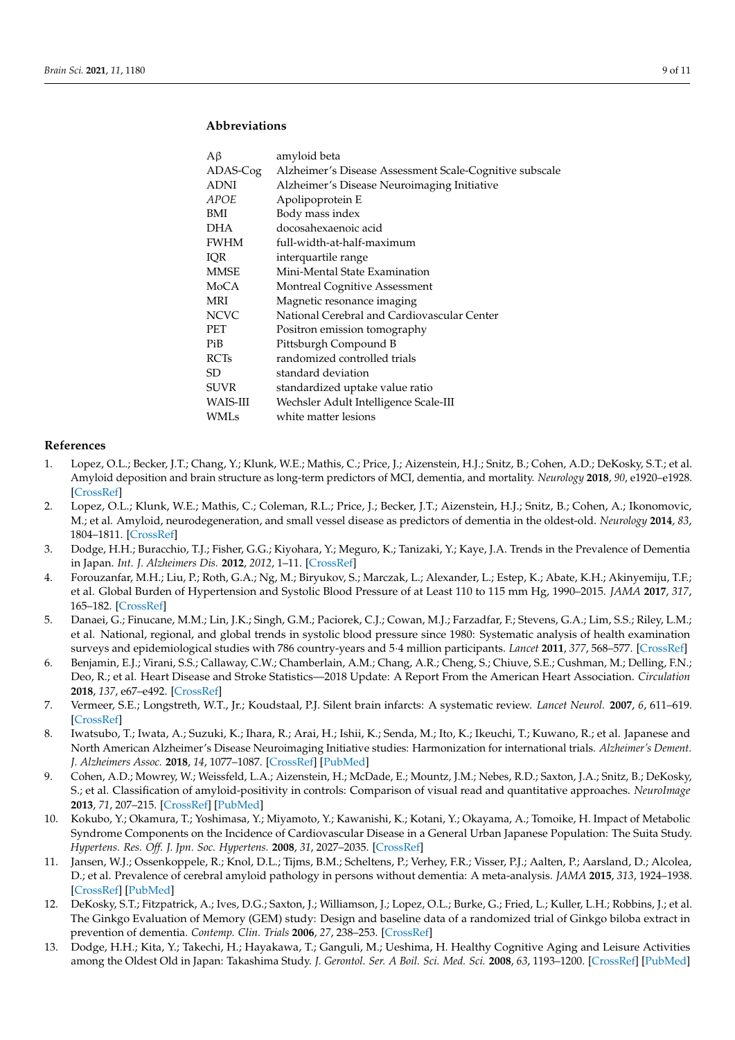## Abbreviations

| | |
|---|---|
| Aβ | amyloid beta |
| ADAS-Cog | Alzheimer's Disease Assessment Scale-Cognitive subscale |
| ADNI | Alzheimer's Disease Neuroimaging Initiative |
| *APOE* | Apolipoprotein E |
| BMI | Body mass index |
| DHA | docosahexaenoic acid |
| FWHM | full-width-at-half-maximum |
| IQR | interquartile range |
| MMSE | Mini-Mental State Examination |
| MoCA | Montreal Cognitive Assessment |
| MRI | Magnetic resonance imaging |
| NCVC | National Cerebral and Cardiovascular Center |
| PET | Positron emission tomography |
| PiB | Pittsburgh Compound B |
| RCTs | randomized controlled trials |
| SD | standard deviation |
| SUVR | standardized uptake value ratio |
| WAIS-III | Wechsler Adult Intelligence Scale-III |
| WMLs | white matter lesions |

## References

1. Lopez, O.L.; Becker, J.T.; Chang, Y.; Klunk, W.E.; Mathis, C.; Price, J.; Aizenstein, H.J.; Snitz, B.; Cohen, A.D.; DeKosky, S.T.; et al. Amyloid deposition and brain structure as long-term predictors of MCI, dementia, and mortality. *Neurology* **2018**, *90*, e1920–e1928. [CrossRef]
2. Lopez, O.L.; Klunk, W.E.; Mathis, C.; Coleman, R.L.; Price, J.; Becker, J.T.; Aizenstein, H.J.; Snitz, B.; Cohen, A.; Ikonomovic, M.; et al. Amyloid, neurodegeneration, and small vessel disease as predictors of dementia in the oldest-old. *Neurology* **2014**, *83*, 1804–1811. [CrossRef]
3. Dodge, H.H.; Buracchio, T.J.; Fisher, G.G.; Kiyohara, Y.; Meguro, K.; Tanizaki, Y.; Kaye, J.A. Trends in the Prevalence of Dementia in Japan. *Int. J. Alzheimers Dis.* **2012**, *2012*, 1–11. [CrossRef]
4. Forouzanfar, M.H.; Liu, P.; Roth, G.A.; Ng, M.; Biryukov, S.; Marczak, L.; Alexander, L.; Estep, K.; Abate, K.H.; Akinyemiju, T.F.; et al. Global Burden of Hypertension and Systolic Blood Pressure of at Least 110 to 115 mm Hg, 1990–2015. *JAMA* **2017**, *317*, 165–182. [CrossRef]
5. Danaei, G.; Finucane, M.M.; Lin, J.K.; Singh, G.M.; Paciorek, C.J.; Cowan, M.J.; Farzadfar, F.; Stevens, G.A.; Lim, S.S.; Riley, L.M.; et al. National, regional, and global trends in systolic blood pressure since 1980: Systematic analysis of health examination surveys and epidemiological studies with 786 country-years and 5·4 million participants. *Lancet* **2011**, *377*, 568–577. [CrossRef]
6. Benjamin, E.J.; Virani, S.S.; Callaway, C.W.; Chamberlain, A.M.; Chang, A.R.; Cheng, S.; Chiuve, S.E.; Cushman, M.; Delling, F.N.; Deo, R.; et al. Heart Disease and Stroke Statistics—2018 Update: A Report From the American Heart Association. *Circulation* **2018**, *137*, e67–e492. [CrossRef]
7. Vermeer, S.E.; Longstreth, W.T., Jr.; Koudstaal, P.J. Silent brain infarcts: A systematic review. *Lancet Neurol.* **2007**, *6*, 611–619. [CrossRef]
8. Iwatsubo, T.; Iwata, A.; Suzuki, K.; Ihara, R.; Arai, H.; Ishii, K.; Senda, M.; Ito, K.; Ikeuchi, T.; Kuwano, R.; et al. Japanese and North American Alzheimer's Disease Neuroimaging Initiative studies: Harmonization for international trials. *Alzheimer's Dement. J. Alzheimers Assoc.* **2018**, *14*, 1077–1087. [CrossRef] [PubMed]
9. Cohen, A.D.; Mowrey, W.; Weissfeld, L.A.; Aizenstein, H.; McDade, E.; Mountz, J.M.; Nebes, R.D.; Saxton, J.A.; Snitz, B.; DeKosky, S.; et al. Classification of amyloid-positivity in controls: Comparison of visual read and quantitative approaches. *NeuroImage* **2013**, *71*, 207–215. [CrossRef] [PubMed]
10. Kokubo, Y.; Okamura, T.; Yoshimasa, Y.; Miyamoto, Y.; Kawanishi, K.; Kotani, Y.; Okayama, A.; Tomoike, H. Impact of Metabolic Syndrome Components on the Incidence of Cardiovascular Disease in a General Urban Japanese Population: The Suita Study. *Hypertens. Res. Off. J. Jpn. Soc. Hypertens.* **2008**, *31*, 2027–2035. [CrossRef]
11. Jansen, W.J.; Ossenkoppele, R.; Knol, D.L.; Tijms, B.M.; Scheltens, P.; Verhey, F.R.; Visser, P.J.; Aalten, P.; Aarsland, D.; Alcolea, D.; et al. Prevalence of cerebral amyloid pathology in persons without dementia: A meta-analysis. *JAMA* **2015**, *313*, 1924–1938. [CrossRef] [PubMed]
12. DeKosky, S.T.; Fitzpatrick, A.; Ives, D.G.; Saxton, J.; Williamson, J.; Lopez, O.L.; Burke, G.; Fried, L.; Kuller, L.H.; Robbins, J.; et al. The Ginkgo Evaluation of Memory (GEM) study: Design and baseline data of a randomized trial of Ginkgo biloba extract in prevention of dementia. *Contemp. Clin. Trials* **2006**, *27*, 238–253. [CrossRef]
13. Dodge, H.H.; Kita, Y.; Takechi, H.; Hayakawa, T.; Ganguli, M.; Ueshima, H. Healthy Cognitive Aging and Leisure Activities among the Oldest Old in Japan: Takashima Study. *J. Gerontol. Ser. A Boil. Sci. Med. Sci.* **2008**, *63*, 1193–1200. [CrossRef] [PubMed]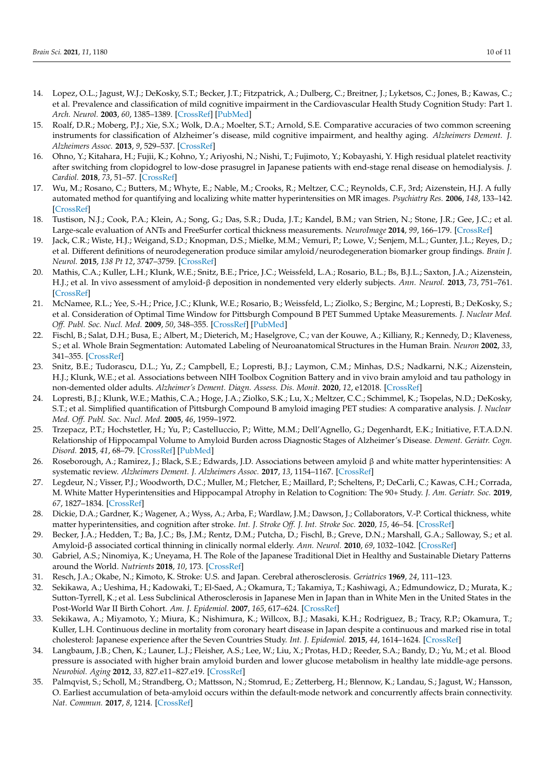14. Lopez, O.L.; Jagust, W.J.; DeKosky, S.T.; Becker, J.T.; Fitzpatrick, A.; Dulberg, C.; Breitner, J.; Lyketsos, C.; Jones, B.; Kawas, C.; et al. Prevalence and classification of mild cognitive impairment in the Cardiovascular Health Study Cognition Study: Part 1. *Arch. Neurol.* **2003**, *60*, 1385–1389. [CrossRef] [PubMed]
15. Roalf, D.R.; Moberg, P.J.; Xie, S.X.; Wolk, D.A.; Moelter, S.T.; Arnold, S.E. Comparative accuracies of two common screening instruments for classification of Alzheimer's disease, mild cognitive impairment, and healthy aging. *Alzheimers Dement. J. Alzheimers Assoc.* **2013**, *9*, 529–537. [CrossRef]
16. Ohno, Y.; Kitahara, H.; Fujii, K.; Kohno, Y.; Ariyoshi, N.; Nishi, T.; Fujimoto, Y.; Kobayashi, Y. High residual platelet reactivity after switching from clopidogrel to low-dose prasugrel in Japanese patients with end-stage renal disease on hemodialysis. *J. Cardiol.* **2018**, *73*, 51–57. [CrossRef]
17. Wu, M.; Rosano, C.; Butters, M.; Whyte, E.; Nable, M.; Crooks, R.; Meltzer, C.C.; Reynolds, C.F., 3rd; Aizenstein, H.J. A fully automated method for quantifying and localizing white matter hyperintensities on MR images. *Psychiatry Res.* **2006**, *148*, 133–142. [CrossRef]
18. Tustison, N.J.; Cook, P.A.; Klein, A.; Song, G.; Das, S.R.; Duda, J.T.; Kandel, B.M.; van Strien, N.; Stone, J.R.; Gee, J.C.; et al. Large-scale evaluation of ANTs and FreeSurfer cortical thickness measurements. *NeuroImage* **2014**, *99*, 166–179. [CrossRef]
19. Jack, C.R.; Wiste, H.J.; Weigand, S.D.; Knopman, D.S.; Mielke, M.M.; Vemuri, P.; Lowe, V.; Senjem, M.L.; Gunter, J.L.; Reyes, D.; et al. Different definitions of neurodegeneration produce similar amyloid/neurodegeneration biomarker group findings. *Brain J. Neurol.* **2015**, *138 Pt 12*, 3747–3759. [CrossRef]
20. Mathis, C.A.; Kuller, L.H.; Klunk, W.E.; Snitz, B.E.; Price, J.C.; Weissfeld, L.A.; Rosario, B.L.; Bs, B.J.L.; Saxton, J.A.; Aizenstein, H.J.; et al. In vivo assessment of amyloid-β deposition in nondemented very elderly subjects. *Ann. Neurol.* **2013**, *73*, 751–761. [CrossRef]
21. McNamee, R.L.; Yee, S.-H.; Price, J.C.; Klunk, W.E.; Rosario, B.; Weissfeld, L.; Ziolko, S.; Berginc, M.; Lopresti, B.; DeKosky, S.; et al. Consideration of Optimal Time Window for Pittsburgh Compound B PET Summed Uptake Measurements. *J. Nuclear Med. Off. Publ. Soc. Nucl. Med.* **2009**, *50*, 348–355. [CrossRef] [PubMed]
22. Fischl, B.; Salat, D.H.; Busa, E.; Albert, M.; Dieterich, M.; Haselgrove, C.; van der Kouwe, A.; Killiany, R.; Kennedy, D.; Klaveness, S.; et al. Whole Brain Segmentation: Automated Labeling of Neuroanatomical Structures in the Human Brain. *Neuron* **2002**, *33*, 341–355. [CrossRef]
23. Snitz, B.E.; Tudorascu, D.L.; Yu, Z.; Campbell, E.; Lopresti, B.J.; Laymon, C.M.; Minhas, D.S.; Nadkarni, N.K.; Aizenstein, H.J.; Klunk, W.E.; et al. Associations between NIH Toolbox Cognition Battery and in vivo brain amyloid and tau pathology in non-demented older adults. *Alzheimer's Dement. Diagn. Assess. Dis. Monit.* **2020**, *12*, e12018. [CrossRef]
24. Lopresti, B.J.; Klunk, W.E.; Mathis, C.A.; Hoge, J.A.; Ziolko, S.K.; Lu, X.; Meltzer, C.C.; Schimmel, K.; Tsopelas, N.D.; DeKosky, S.T.; et al. Simplified quantification of Pittsburgh Compound B amyloid imaging PET studies: A comparative analysis. *J. Nuclear Med. Off. Publ. Soc. Nucl. Med.* **2005**, *46*, 1959–1972.
25. Trzepacz, P.T.; Hochstetler, H.; Yu, P.; Castelluccio, P.; Witte, M.M.; Dell'Agnello, G.; Degenhardt, E.K.; Initiative, F.T.A.D.N. Relationship of Hippocampal Volume to Amyloid Burden across Diagnostic Stages of Alzheimer's Disease. *Dement. Geriatr. Cogn. Disord.* **2015**, *41*, 68–79. [CrossRef] [PubMed]
26. Roseborough, A.; Ramirez, J.; Black, S.E.; Edwards, J.D. Associations between amyloid β and white matter hyperintensities: A systematic review. *Alzheimers Dement. J. Alzheimers Assoc.* **2017**, *13*, 1154–1167. [CrossRef]
27. Legdeur, N.; Visser, P.J.; Woodworth, D.C.; Muller, M.; Fletcher, E.; Maillard, P.; Scheltens, P.; DeCarli, C.; Kawas, C.H.; Corrada, M. White Matter Hyperintensities and Hippocampal Atrophy in Relation to Cognition: The 90+ Study. *J. Am. Geriatr. Soc.* **2019**, *67*, 1827–1834. [CrossRef]
28. Dickie, D.A.; Gardner, K.; Wagener, A.; Wyss, A.; Arba, F.; Wardlaw, J.M.; Dawson, J.; Collaborators, V.-P. Cortical thickness, white matter hyperintensities, and cognition after stroke. *Int. J. Stroke Off. J. Int. Stroke Soc.* **2020**, *15*, 46–54. [CrossRef]
29. Becker, J.A.; Hedden, T.; Ba, J.C.; Bs, J.M.; Rentz, D.M.; Putcha, D.; Fischl, B.; Greve, D.N.; Marshall, G.A.; Salloway, S.; et al. Amyloid-β associated cortical thinning in clinically normal elderly. *Ann. Neurol.* **2010**, *69*, 1032–1042. [CrossRef]
30. Gabriel, A.S.; Ninomiya, K.; Uneyama, H. The Role of the Japanese Traditional Diet in Healthy and Sustainable Dietary Patterns around the World. *Nutrients* **2018**, *10*, 173. [CrossRef]
31. Resch, J.A.; Okabe, N.; Kimoto, K. Stroke: U.S. and Japan. Cerebral atherosclerosis. *Geriatrics* **1969**, *24*, 111–123.
32. Sekikawa, A.; Ueshima, H.; Kadowaki, T.; El-Saed, A.; Okamura, T.; Takamiya, T.; Kashiwagi, A.; Edmundowicz, D.; Murata, K.; Sutton-Tyrrell, K.; et al. Less Subclinical Atherosclerosis in Japanese Men in Japan than in White Men in the United States in the Post-World War II Birth Cohort. *Am. J. Epidemiol.* **2007**, *165*, 617–624. [CrossRef]
33. Sekikawa, A.; Miyamoto, Y.; Miura, K.; Nishimura, K.; Willcox, B.J.; Masaki, K.H.; Rodriguez, B.; Tracy, R.P.; Okamura, T.; Kuller, L.H. Continuous decline in mortality from coronary heart disease in Japan despite a continuous and marked rise in total cholesterol: Japanese experience after the Seven Countries Study. *Int. J. Epidemiol.* **2015**, *44*, 1614–1624. [CrossRef]
34. Langbaum, J.B.; Chen, K.; Launer, L.J.; Fleisher, A.S.; Lee, W.; Liu, X.; Protas, H.D.; Reeder, S.A.; Bandy, D.; Yu, M.; et al. Blood pressure is associated with higher brain amyloid burden and lower glucose metabolism in healthy late middle-age persons. *Neurobiol. Aging* **2012**, *33*, 827.e11–827.e19. [CrossRef]
35. Palmqvist, S.; Scholl, M.; Strandberg, O.; Mattsson, N.; Stomrud, E.; Zetterberg, H.; Blennow, K.; Landau, S.; Jagust, W.; Hansson, O. Earliest accumulation of beta-amyloid occurs within the default-mode network and concurrently affects brain connectivity. *Nat. Commun.* **2017**, *8*, 1214. [CrossRef]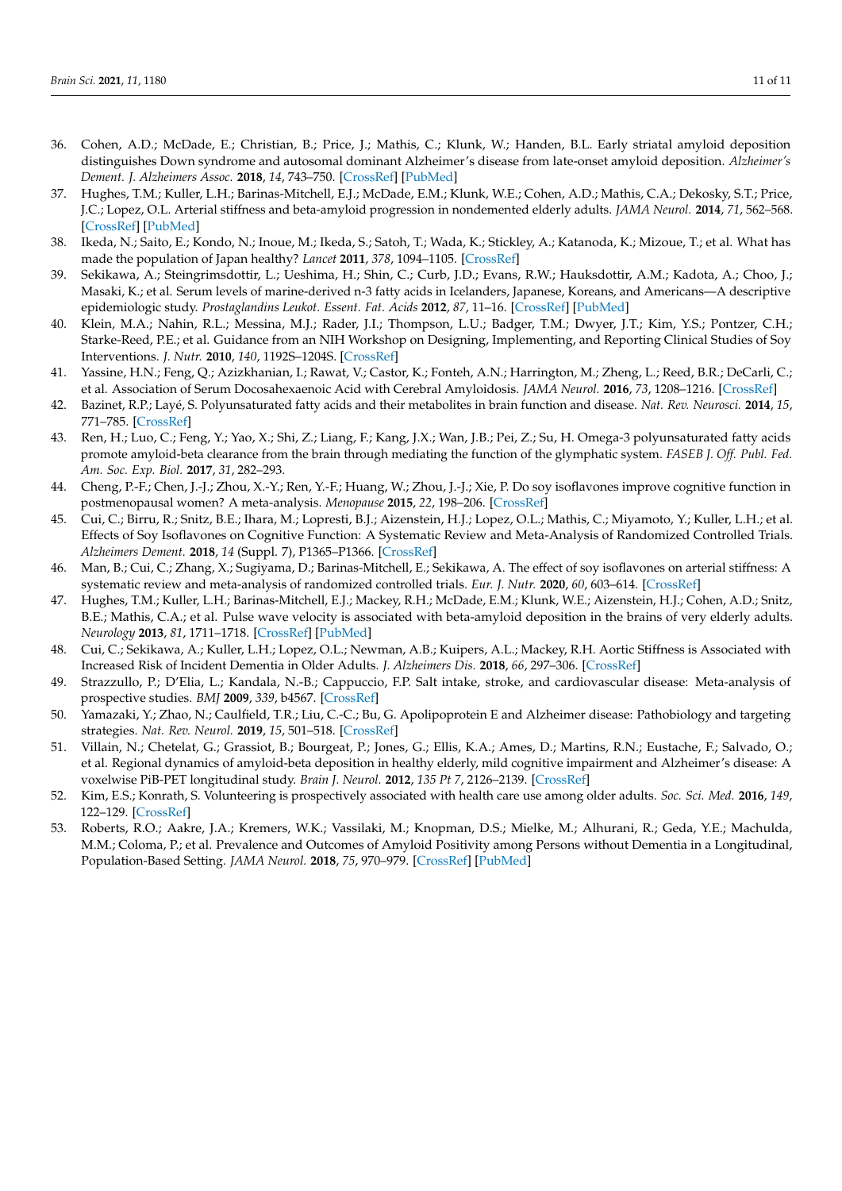36. Cohen, A.D.; McDade, E.; Christian, B.; Price, J.; Mathis, C.; Klunk, W.; Handen, B.L. Early striatal amyloid deposition distinguishes Down syndrome and autosomal dominant Alzheimer's disease from late-onset amyloid deposition. *Alzheimer's Dement. J. Alzheimers Assoc.* **2018**, *14*, 743–750. [CrossRef] [PubMed]
37. Hughes, T.M.; Kuller, L.H.; Barinas-Mitchell, E.J.; McDade, E.M.; Klunk, W.E.; Cohen, A.D.; Mathis, C.A.; Dekosky, S.T.; Price, J.C.; Lopez, O.L. Arterial stiffness and beta-amyloid progression in nondemented elderly adults. *JAMA Neurol.* **2014**, *71*, 562–568. [CrossRef] [PubMed]
38. Ikeda, N.; Saito, E.; Kondo, N.; Inoue, M.; Ikeda, S.; Satoh, T.; Wada, K.; Stickley, A.; Katanoda, K.; Mizoue, T.; et al. What has made the population of Japan healthy? *Lancet* **2011**, *378*, 1094–1105. [CrossRef]
39. Sekikawa, A.; Steingrimsdottir, L.; Ueshima, H.; Shin, C.; Curb, J.D.; Evans, R.W.; Hauksdottir, A.M.; Kadota, A.; Choo, J.; Masaki, K.; et al. Serum levels of marine-derived n-3 fatty acids in Icelanders, Japanese, Koreans, and Americans—A descriptive epidemiologic study. *Prostaglandins Leukot. Essent. Fat. Acids* **2012**, *87*, 11–16. [CrossRef] [PubMed]
40. Klein, M.A.; Nahin, R.L.; Messina, M.J.; Rader, J.I.; Thompson, L.U.; Badger, T.M.; Dwyer, J.T.; Kim, Y.S.; Pontzer, C.H.; Starke-Reed, P.E.; et al. Guidance from an NIH Workshop on Designing, Implementing, and Reporting Clinical Studies of Soy Interventions. *J. Nutr.* **2010**, *140*, 1192S–1204S. [CrossRef]
41. Yassine, H.N.; Feng, Q.; Azizkhanian, I.; Rawat, V.; Castor, K.; Fonteh, A.N.; Harrington, M.; Zheng, L.; Reed, B.R.; DeCarli, C.; et al. Association of Serum Docosahexaenoic Acid with Cerebral Amyloidosis. *JAMA Neurol.* **2016**, *73*, 1208–1216. [CrossRef]
42. Bazinet, R.P.; Layé, S. Polyunsaturated fatty acids and their metabolites in brain function and disease. *Nat. Rev. Neurosci.* **2014**, *15*, 771–785. [CrossRef]
43. Ren, H.; Luo, C.; Feng, Y.; Yao, X.; Shi, Z.; Liang, F.; Kang, J.X.; Wan, J.B.; Pei, Z.; Su, H. Omega-3 polyunsaturated fatty acids promote amyloid-beta clearance from the brain through mediating the function of the glymphatic system. *FASEB J. Off. Publ. Fed. Am. Soc. Exp. Biol.* **2017**, *31*, 282–293.
44. Cheng, P.-F.; Chen, J.-J.; Zhou, X.-Y.; Ren, Y.-F.; Huang, W.; Zhou, J.-J.; Xie, P. Do soy isoflavones improve cognitive function in postmenopausal women? A meta-analysis. *Menopause* **2015**, *22*, 198–206. [CrossRef]
45. Cui, C.; Birru, R.; Snitz, B.E.; Ihara, M.; Lopresti, B.J.; Aizenstein, H.J.; Lopez, O.L.; Mathis, C.; Miyamoto, Y.; Kuller, L.H.; et al. Effects of Soy Isoflavones on Cognitive Function: A Systematic Review and Meta-Analysis of Randomized Controlled Trials. *Alzheimers Dement.* **2018**, *14* (Suppl. 7), P1365–P1366. [CrossRef]
46. Man, B.; Cui, C.; Zhang, X.; Sugiyama, D.; Barinas-Mitchell, E.; Sekikawa, A. The effect of soy isoflavones on arterial stiffness: A systematic review and meta-analysis of randomized controlled trials. *Eur. J. Nutr.* **2020**, *60*, 603–614. [CrossRef]
47. Hughes, T.M.; Kuller, L.H.; Barinas-Mitchell, E.J.; Mackey, R.H.; McDade, E.M.; Klunk, W.E.; Aizenstein, H.J.; Cohen, A.D.; Snitz, B.E.; Mathis, C.A.; et al. Pulse wave velocity is associated with beta-amyloid deposition in the brains of very elderly adults. *Neurology* **2013**, *81*, 1711–1718. [CrossRef] [PubMed]
48. Cui, C.; Sekikawa, A.; Kuller, L.H.; Lopez, O.L.; Newman, A.B.; Kuipers, A.L.; Mackey, R.H. Aortic Stiffness is Associated with Increased Risk of Incident Dementia in Older Adults. *J. Alzheimers Dis.* **2018**, *66*, 297–306. [CrossRef]
49. Strazzullo, P.; D'Elia, L.; Kandala, N.-B.; Cappuccio, F.P. Salt intake, stroke, and cardiovascular disease: Meta-analysis of prospective studies. *BMJ* **2009**, *339*, b4567. [CrossRef]
50. Yamazaki, Y.; Zhao, N.; Caulfield, T.R.; Liu, C.-C.; Bu, G. Apolipoprotein E and Alzheimer disease: Pathobiology and targeting strategies. *Nat. Rev. Neurol.* **2019**, *15*, 501–518. [CrossRef]
51. Villain, N.; Chetelat, G.; Grassiot, B.; Bourgeat, P.; Jones, G.; Ellis, K.A.; Ames, D.; Martins, R.N.; Eustache, F.; Salvado, O.; et al. Regional dynamics of amyloid-beta deposition in healthy elderly, mild cognitive impairment and Alzheimer's disease: A voxelwise PiB-PET longitudinal study. *Brain J. Neurol.* **2012**, *135 Pt 7*, 2126–2139. [CrossRef]
52. Kim, E.S.; Konrath, S. Volunteering is prospectively associated with health care use among older adults. *Soc. Sci. Med.* **2016**, *149*, 122–129. [CrossRef]
53. Roberts, R.O.; Aakre, J.A.; Kremers, W.K.; Vassilaki, M.; Knopman, D.S.; Mielke, M.; Alhurani, R.; Geda, Y.E.; Machulda, M.M.; Coloma, P.; et al. Prevalence and Outcomes of Amyloid Positivity among Persons without Dementia in a Longitudinal, Population-Based Setting. *JAMA Neurol.* **2018**, *75*, 970–979. [CrossRef] [PubMed]